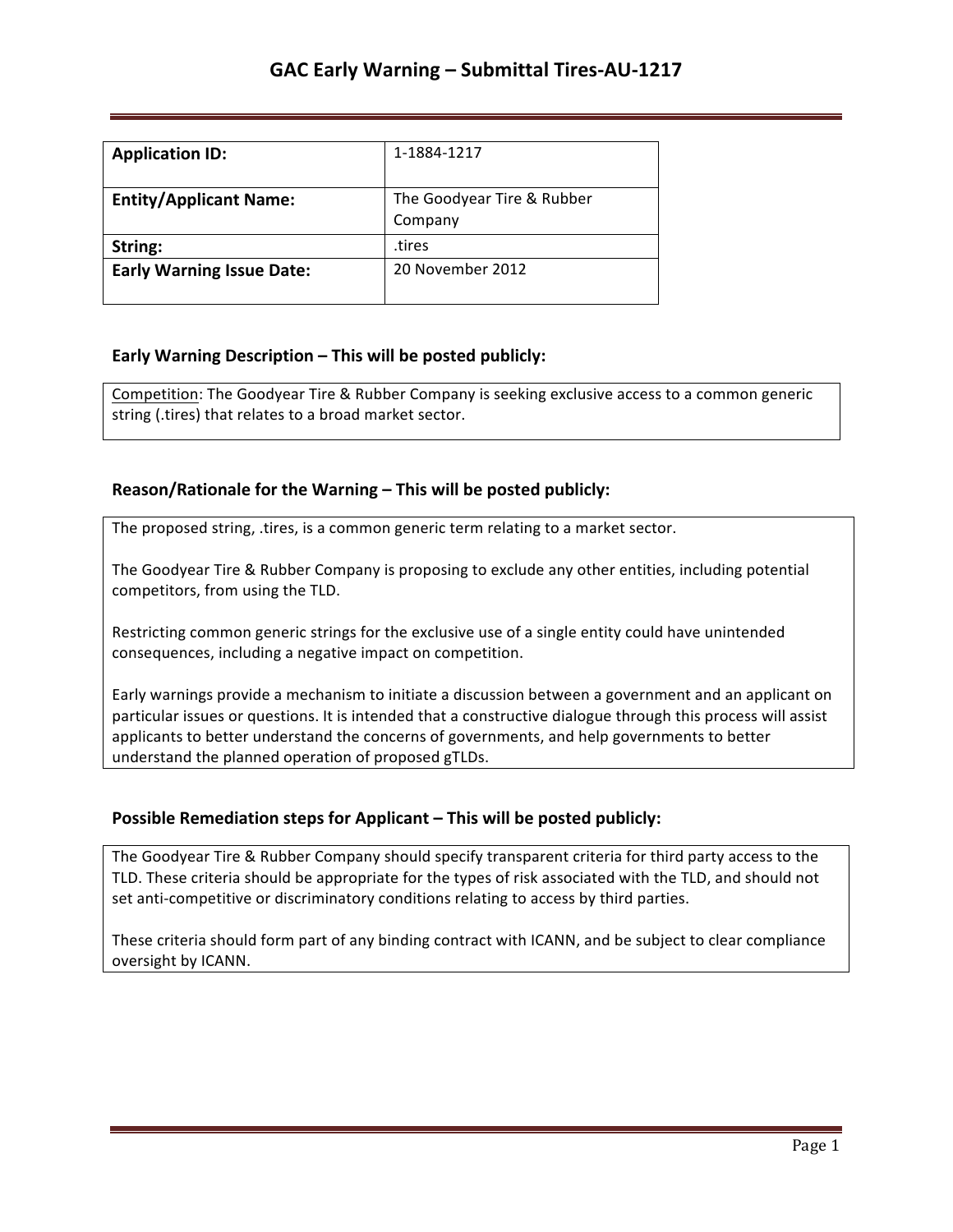# GAC Early Warning – Submittal Tires-AU-1217

| **Application ID:** | 1-1884-1217 |
|---|---|
| **Entity/Applicant Name:** | The Goodyear Tire & Rubber Company |
| **String:** | .tires |
| **Early Warning Issue Date:** | 20 November 2012 |

### Early Warning Description – This will be posted publicly:

Competition: The Goodyear Tire & Rubber Company is seeking exclusive access to a common generic string (.tires) that relates to a broad market sector.

### Reason/Rationale for the Warning – This will be posted publicly:

The proposed string, .tires, is a common generic term relating to a market sector.

The Goodyear Tire & Rubber Company is proposing to exclude any other entities, including potential competitors, from using the TLD.

Restricting common generic strings for the exclusive use of a single entity could have unintended consequences, including a negative impact on competition.

Early warnings provide a mechanism to initiate a discussion between a government and an applicant on particular issues or questions. It is intended that a constructive dialogue through this process will assist applicants to better understand the concerns of governments, and help governments to better understand the planned operation of proposed gTLDs.

### Possible Remediation steps for Applicant – This will be posted publicly:

The Goodyear Tire & Rubber Company should specify transparent criteria for third party access to the TLD. These criteria should be appropriate for the types of risk associated with the TLD, and should not set anti-competitive or discriminatory conditions relating to access by third parties.

These criteria should form part of any binding contract with ICANN, and be subject to clear compliance oversight by ICANN.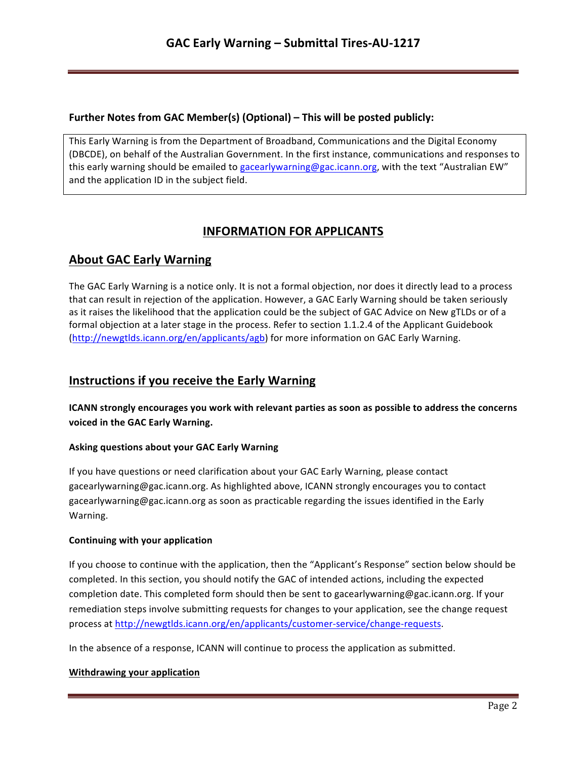**Further Notes from GAC Member(s) (Optional) – This will be posted publicly:**

This Early Warning is from the Department of Broadband, Communications and the Digital Economy (DBCDE), on behalf of the Australian Government. In the first instance, communications and responses to this early warning should be emailed to gacearlywarning@gac.icann.org, with the text "Australian EW" and the application ID in the subject field.

## INFORMATION FOR APPLICANTS

## About GAC Early Warning

The GAC Early Warning is a notice only. It is not a formal objection, nor does it directly lead to a process that can result in rejection of the application. However, a GAC Early Warning should be taken seriously as it raises the likelihood that the application could be the subject of GAC Advice on New gTLDs or of a formal objection at a later stage in the process. Refer to section 1.1.2.4 of the Applicant Guidebook (http://newgtlds.icann.org/en/applicants/agb) for more information on GAC Early Warning.

## Instructions if you receive the Early Warning

**ICANN strongly encourages you work with relevant parties as soon as possible to address the concerns voiced in the GAC Early Warning.**

**Asking questions about your GAC Early Warning**

If you have questions or need clarification about your GAC Early Warning, please contact gacearlywarning@gac.icann.org. As highlighted above, ICANN strongly encourages you to contact gacearlywarning@gac.icann.org as soon as practicable regarding the issues identified in the Early Warning.

**Continuing with your application**

If you choose to continue with the application, then the "Applicant's Response" section below should be completed. In this section, you should notify the GAC of intended actions, including the expected completion date. This completed form should then be sent to gacearlywarning@gac.icann.org. If your remediation steps involve submitting requests for changes to your application, see the change request process at http://newgtlds.icann.org/en/applicants/customer-service/change-requests.

In the absence of a response, ICANN will continue to process the application as submitted.

**Withdrawing your application**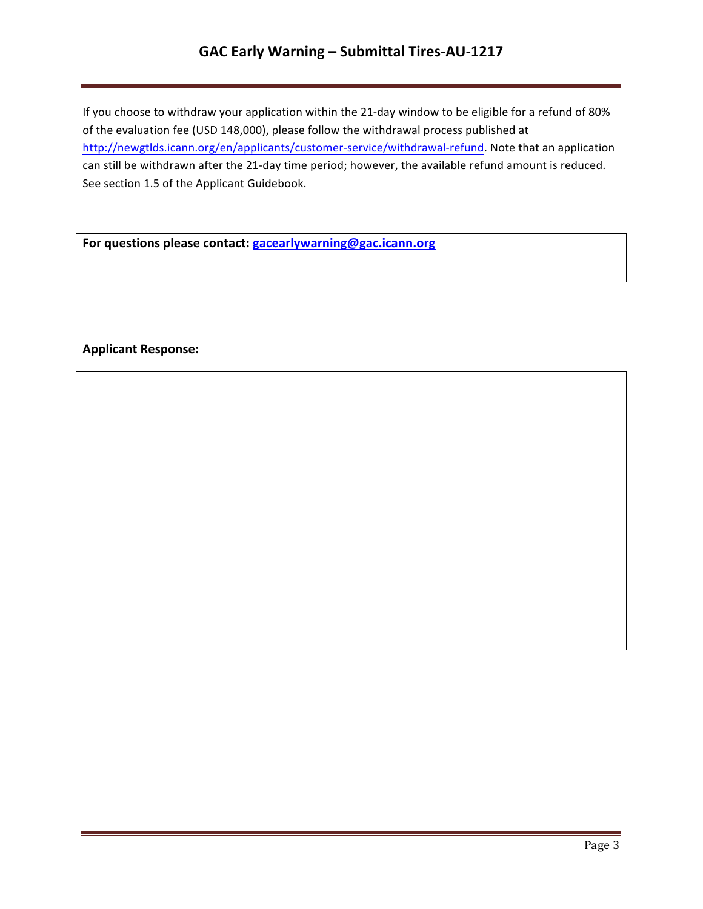If you choose to withdraw your application within the 21-day window to be eligible for a refund of 80% of the evaluation fee (USD 148,000), please follow the withdrawal process published at http://newgtlds.icann.org/en/applicants/customer-service/withdrawal-refund. Note that an application can still be withdrawn after the 21-day time period; however, the available refund amount is reduced. See section 1.5 of the Applicant Guidebook.

**For questions please contact: gacearlywarning@gac.icann.org**

**Applicant Response:**